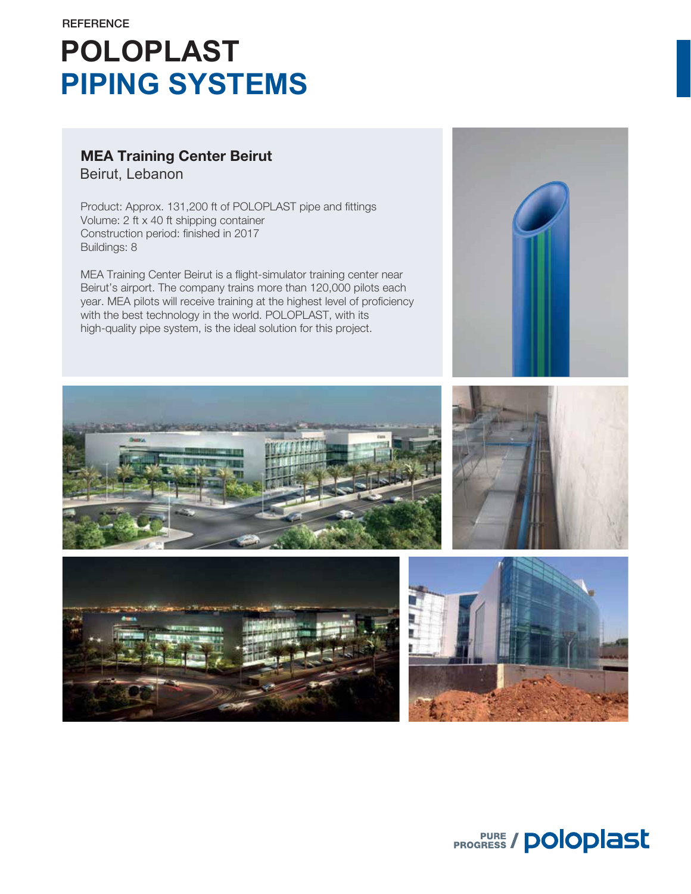REFERENCE

# POLOPLAST
# PIPING SYSTEMS

## MEA Training Center Beirut

Beirut, Lebanon

Product: Approx. 131,200 ft of POLOPLAST pipe and fittings
Volume: 2 ft x 40 ft shipping container
Construction period: finished in 2017
Buildings: 8

MEA Training Center Beirut is a flight-simulator training center near Beirut's airport. The company trains more than 120,000 pilots each year. MEA pilots will receive training at the highest level of proficiency with the best technology in the world. POLOPLAST, with its high-quality pipe system, is the ideal solution for this project.

PURE PROGRESS / poloplast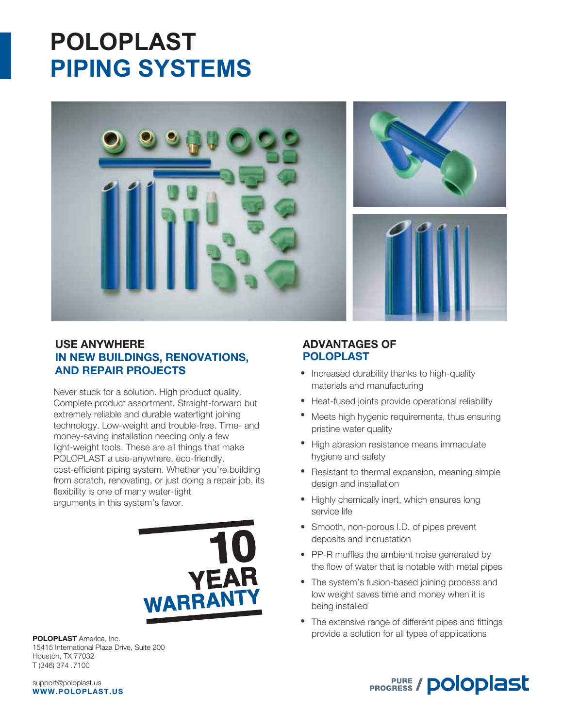# POLOPLAST
# PIPING SYSTEMS

## USE ANYWHERE
## IN NEW BUILDINGS, RENOVATIONS, AND REPAIR PROJECTS

Never stuck for a solution. High product quality. Complete product assortment. Straight-forward but extremely reliable and durable watertight joining technology. Low-weight and trouble-free. Time- and money-saving installation needing only a few light-weight tools. These are all things that make POLOPLAST a use-anywhere, eco-friendly, cost-efficient piping system. Whether you're building from scratch, renovating, or just doing a repair job, its flexibility is one of many water-tight arguments in this system's favor.

**10 YEAR WARRANTY**

## ADVANTAGES OF POLOPLAST

- Increased durability thanks to high-quality materials and manufacturing
- Heat-fused joints provide operational reliability
- Meets high hygenic requirements, thus ensuring pristine water quality
- High abrasion resistance means immaculate hygiene and safety
- Resistant to thermal expansion, meaning simple design and installation
- Highly chemically inert, which ensures long service life
- Smooth, non-porous I.D. of pipes prevent deposits and incrustation
- PP-R muffles the ambient noise generated by the flow of water that is notable with metal pipes
- The system's fusion-based joining process and low weight saves time and money when it is being installed
- The extensive range of different pipes and fittings provide a solution for all types of applications

**POLOPLAST** America, Inc.
15415 International Plaza Drive, Suite 200
Houston, TX 77032
T (346) 374 .7100

support@poloplast.us
**WWW.POLOPLAST.US**

PURE PROGRESS / poloplast